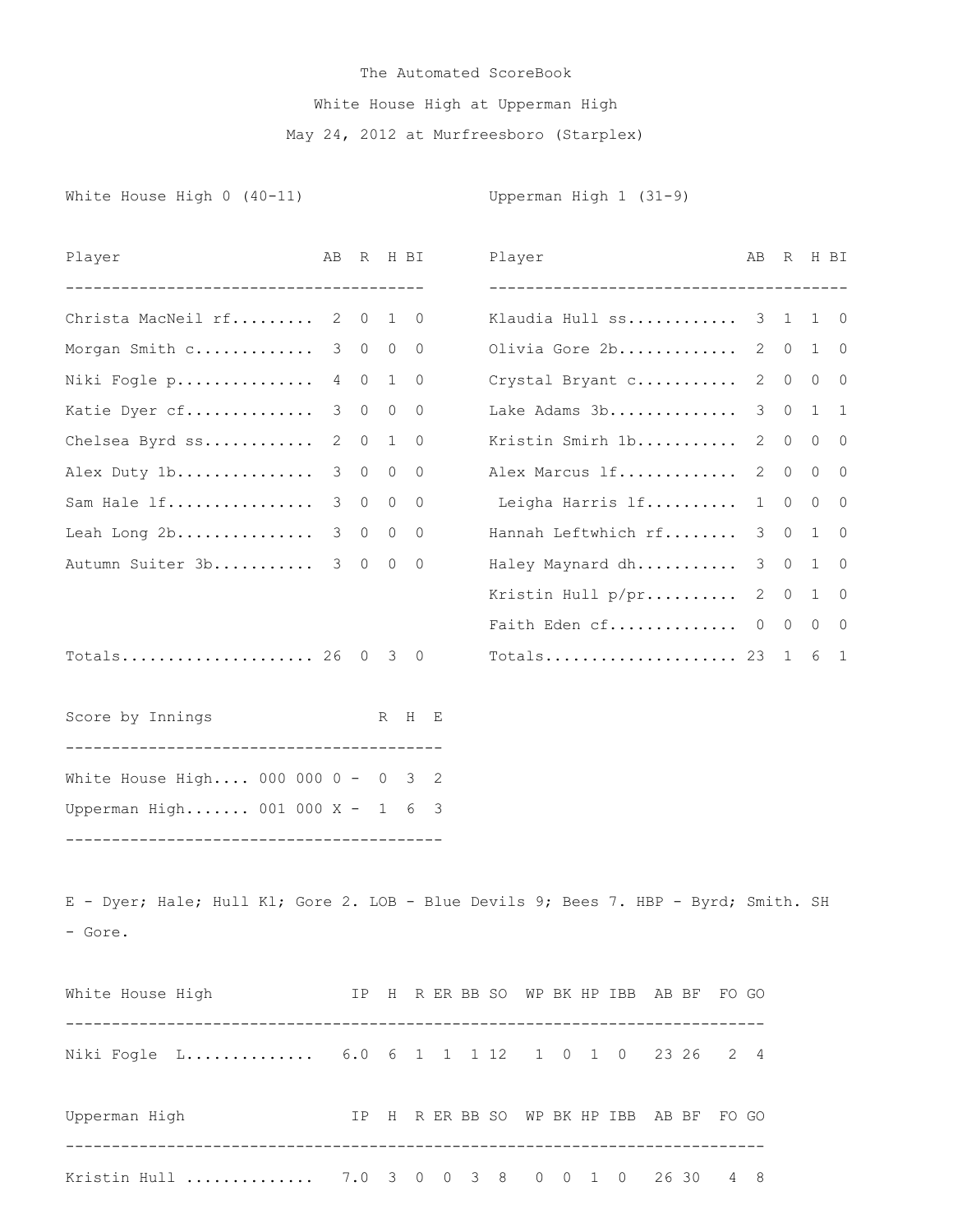The Automated ScoreBook

White House High at Upperman High

May 24, 2012 at Murfreesboro (Starplex)

**White House High 0 (40-11)**

| Player | AB | R | H | BI |
|---|---|---|---|---|
| Christa MacNeil rf | 2 | 0 | 1 | 0 |
| Morgan Smith c | 3 | 0 | 0 | 0 |
| Niki Fogle p | 4 | 0 | 1 | 0 |
| Katie Dyer cf | 3 | 0 | 0 | 0 |
| Chelsea Byrd ss | 2 | 0 | 1 | 0 |
| Alex Duty 1b | 3 | 0 | 0 | 0 |
| Sam Hale lf | 3 | 0 | 0 | 0 |
| Leah Long 2b | 3 | 0 | 0 | 0 |
| Autumn Suiter 3b | 3 | 0 | 0 | 0 |
| Totals | 26 | 0 | 3 | 0 |

**Upperman High 1 (31-9)**

| Player | AB | R | H | BI |
|---|---|---|---|---|
| Klaudia Hull ss | 3 | 1 | 1 | 0 |
| Olivia Gore 2b | 2 | 0 | 1 | 0 |
| Crystal Bryant c | 2 | 0 | 0 | 0 |
| Lake Adams 3b | 3 | 0 | 1 | 1 |
| Kristin Smirh 1b | 2 | 0 | 0 | 0 |
| Alex Marcus lf | 2 | 0 | 0 | 0 |
| Leigha Harris lf | 1 | 0 | 0 | 0 |
| Hannah Leftwhich rf | 3 | 0 | 1 | 0 |
| Haley Maynard dh | 3 | 0 | 1 | 0 |
| Kristin Hull p/pr | 2 | 0 | 1 | 0 |
| Faith Eden cf | 0 | 0 | 0 | 0 |
| Totals | 23 | 1 | 6 | 1 |

**Score by Innings**

| Team | Innings | R | H | E |
|---|---|---|---|---|
| White House High | 000 000 0 | 0 | 3 | 2 |
| Upperman High | 001 000 X | 1 | 6 | 3 |

E - Dyer; Hale; Hull Kl; Gore 2. LOB - Blue Devils 9; Bees 7. HBP - Byrd; Smith. SH - Gore.

| White House High | IP | H | R | ER | BB | SO | WP | BK | HP | IBB | AB | BF | FO | GO |
|---|---|---|---|---|---|---|---|---|---|---|---|---|---|---|
| Niki Fogle L | 6.0 | 6 | 1 | 1 | 1 | 12 | 1 | 0 | 1 | 0 | 23 | 26 | 2 | 4 |

| Upperman High | IP | H | R | ER | BB | SO | WP | BK | HP | IBB | AB | BF | FO | GO |
|---|---|---|---|---|---|---|---|---|---|---|---|---|---|---|
| Kristin Hull | 7.0 | 3 | 0 | 0 | 3 | 8 | 0 | 0 | 1 | 0 | 26 | 30 | 4 | 8 |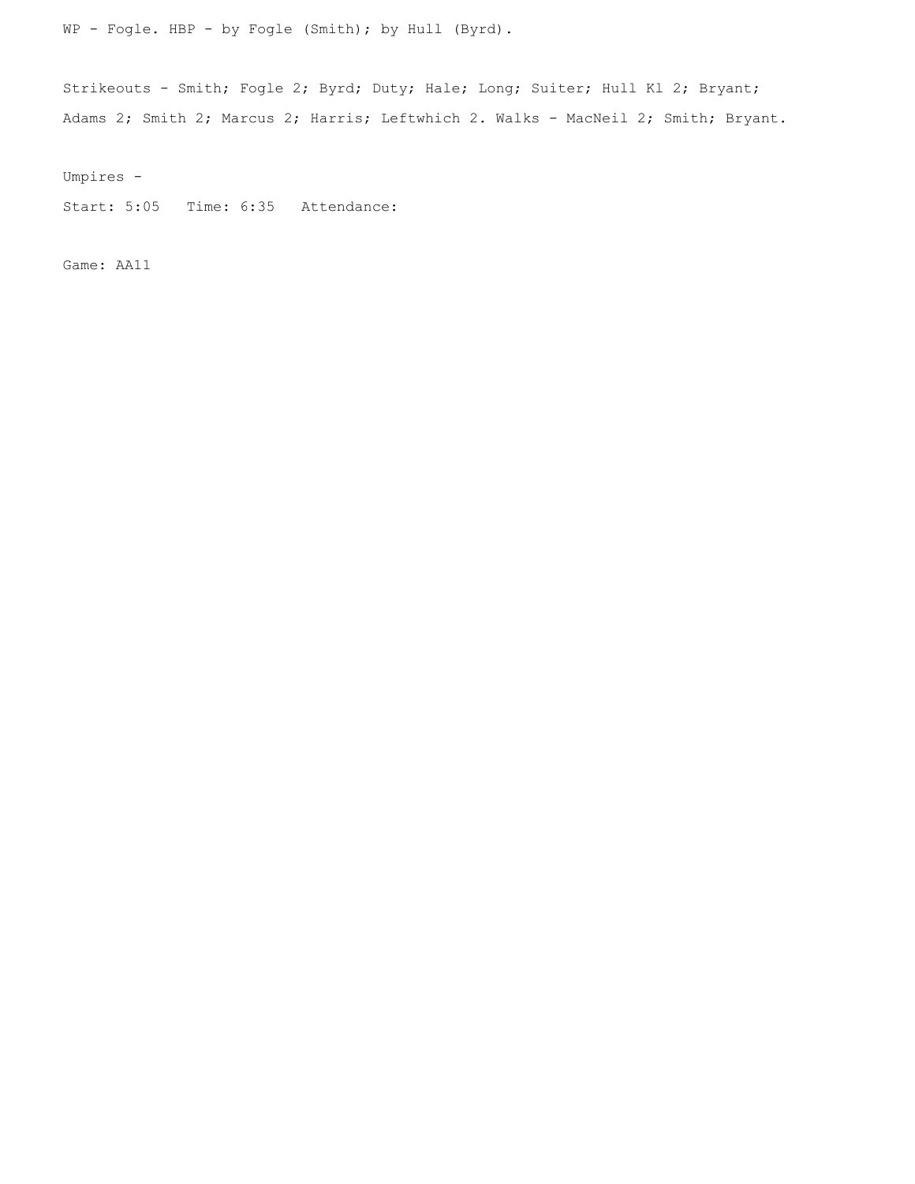WP - Fogle. HBP - by Fogle (Smith); by Hull (Byrd).

Strikeouts - Smith; Fogle 2; Byrd; Duty; Hale; Long; Suiter; Hull Kl 2; Bryant; Adams 2; Smith 2; Marcus 2; Harris; Leftwhich 2. Walks - MacNeil 2; Smith; Bryant.

Umpires -

Start: 5:05   Time: 6:35   Attendance:

Game: AA11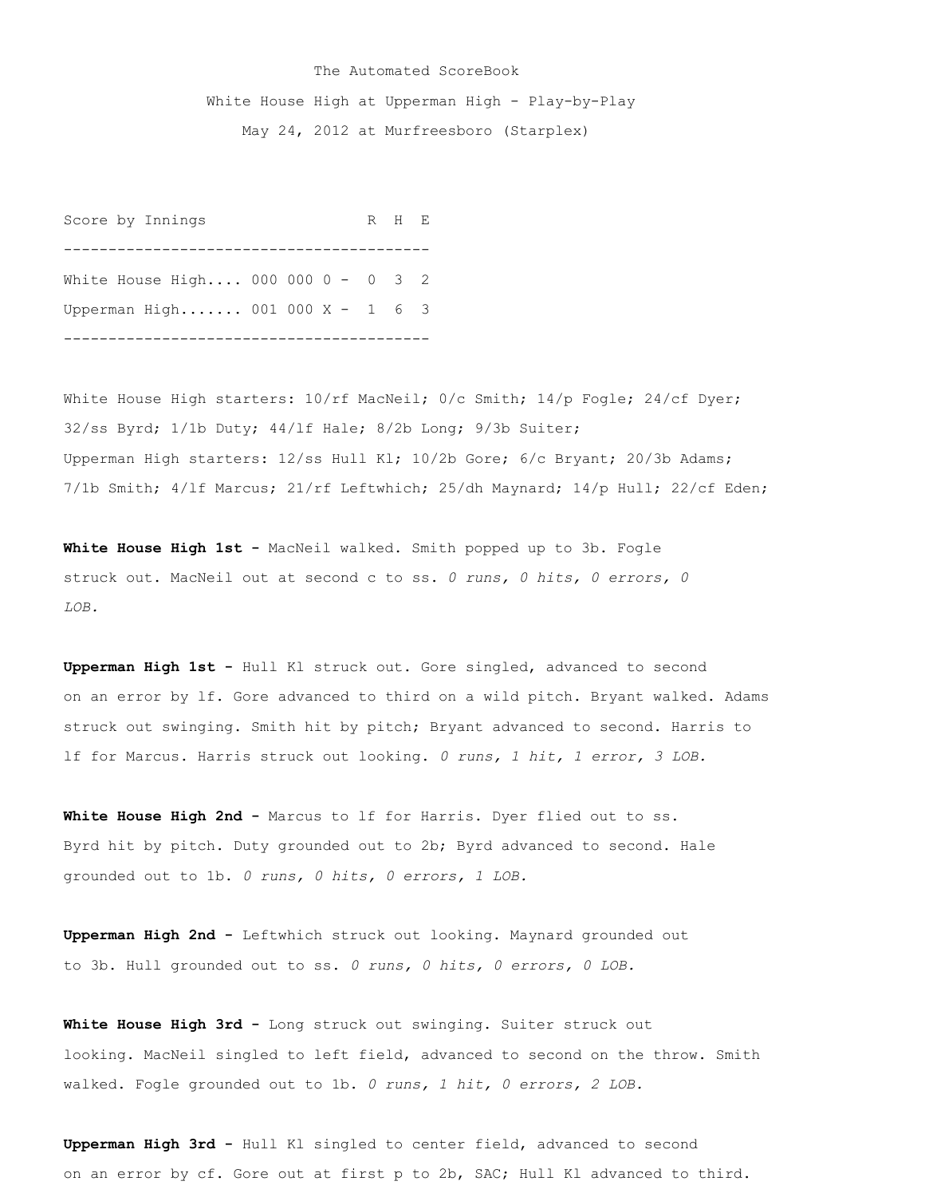The Automated ScoreBook

White House High at Upperman High - Play-by-Play

May 24, 2012 at Murfreesboro (Starplex)

| Score by Innings | | R | H | E |
|---|---|---|---|---|
| White House High.... | 000 000 0 - | 0 | 3 | 2 |
| Upperman High....... | 001 000 X - | 1 | 6 | 3 |

White House High starters: 10/rf MacNeil; 0/c Smith; 14/p Fogle; 24/cf Dyer; 32/ss Byrd; 1/1b Duty; 44/lf Hale; 8/2b Long; 9/3b Suiter;
Upperman High starters: 12/ss Hull Kl; 10/2b Gore; 6/c Bryant; 20/3b Adams; 7/1b Smith; 4/lf Marcus; 21/rf Leftwhich; 25/dh Maynard; 14/p Hull; 22/cf Eden;

**White House High 1st -** MacNeil walked. Smith popped up to 3b. Fogle struck out. MacNeil out at second c to ss. *0 runs, 0 hits, 0 errors, 0 LOB.*

**Upperman High 1st -** Hull Kl struck out. Gore singled, advanced to second on an error by lf. Gore advanced to third on a wild pitch. Bryant walked. Adams struck out swinging. Smith hit by pitch; Bryant advanced to second. Harris to lf for Marcus. Harris struck out looking. *0 runs, 1 hit, 1 error, 3 LOB.*

**White House High 2nd -** Marcus to lf for Harris. Dyer flied out to ss. Byrd hit by pitch. Duty grounded out to 2b; Byrd advanced to second. Hale grounded out to 1b. *0 runs, 0 hits, 0 errors, 1 LOB.*

**Upperman High 2nd -** Leftwhich struck out looking. Maynard grounded out to 3b. Hull grounded out to ss. *0 runs, 0 hits, 0 errors, 0 LOB.*

**White House High 3rd -** Long struck out swinging. Suiter struck out looking. MacNeil singled to left field, advanced to second on the throw. Smith walked. Fogle grounded out to 1b. *0 runs, 1 hit, 0 errors, 2 LOB.*

**Upperman High 3rd -** Hull Kl singled to center field, advanced to second on an error by cf. Gore out at first p to 2b, SAC; Hull Kl advanced to third.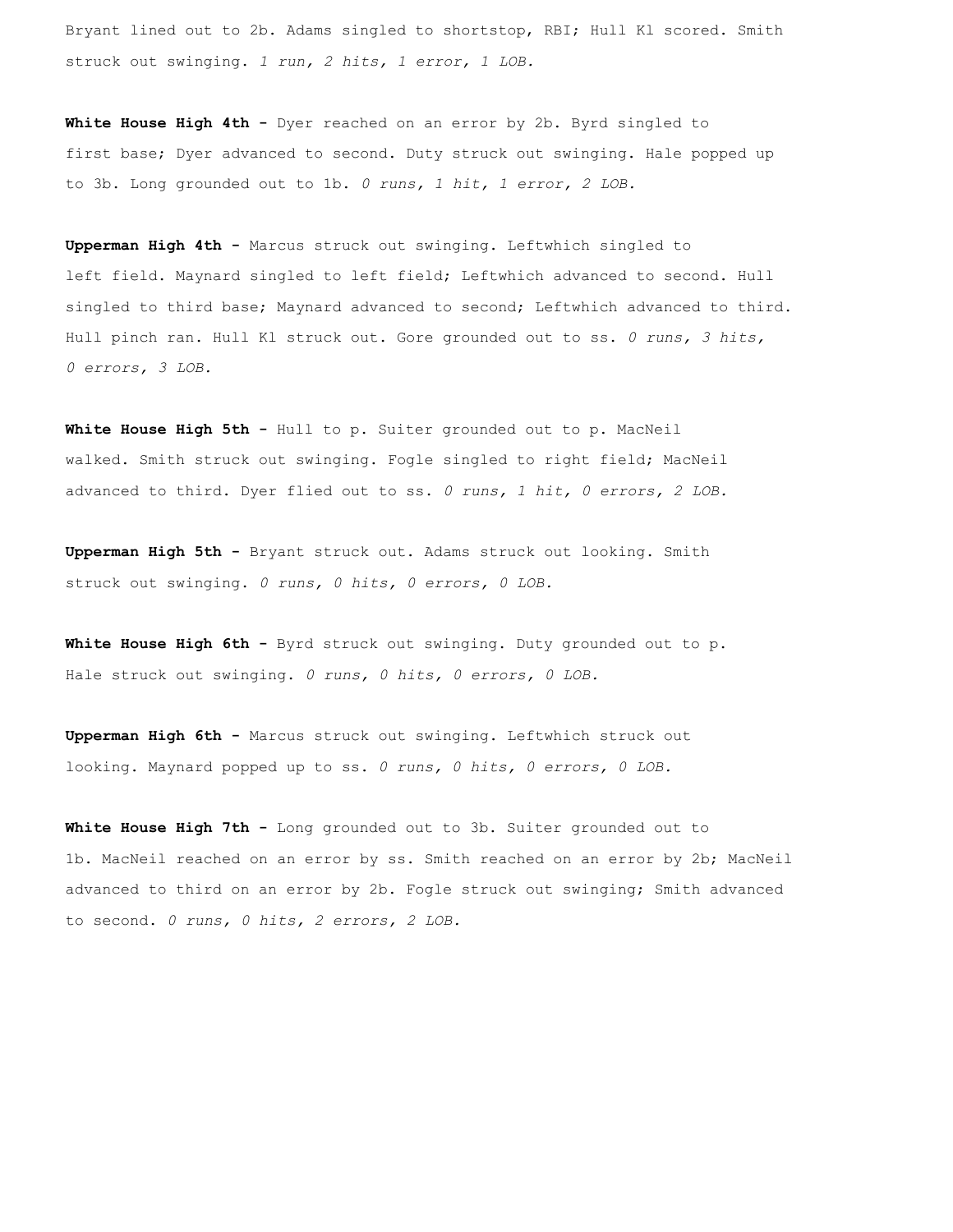Bryant lined out to 2b. Adams singled to shortstop, RBI; Hull Kl scored. Smith struck out swinging. *1 run, 2 hits, 1 error, 1 LOB.*

**White House High 4th -** Dyer reached on an error by 2b. Byrd singled to first base; Dyer advanced to second. Duty struck out swinging. Hale popped up to 3b. Long grounded out to 1b. *0 runs, 1 hit, 1 error, 2 LOB.*

**Upperman High 4th -** Marcus struck out swinging. Leftwhich singled to left field. Maynard singled to left field; Leftwhich advanced to second. Hull singled to third base; Maynard advanced to second; Leftwhich advanced to third. Hull pinch ran. Hull Kl struck out. Gore grounded out to ss. *0 runs, 3 hits, 0 errors, 3 LOB.*

**White House High 5th -** Hull to p. Suiter grounded out to p. MacNeil walked. Smith struck out swinging. Fogle singled to right field; MacNeil advanced to third. Dyer flied out to ss. *0 runs, 1 hit, 0 errors, 2 LOB.*

**Upperman High 5th -** Bryant struck out. Adams struck out looking. Smith struck out swinging. *0 runs, 0 hits, 0 errors, 0 LOB.*

**White House High 6th -** Byrd struck out swinging. Duty grounded out to p. Hale struck out swinging. *0 runs, 0 hits, 0 errors, 0 LOB.*

**Upperman High 6th -** Marcus struck out swinging. Leftwhich struck out looking. Maynard popped up to ss. *0 runs, 0 hits, 0 errors, 0 LOB.*

**White House High 7th -** Long grounded out to 3b. Suiter grounded out to 1b. MacNeil reached on an error by ss. Smith reached on an error by 2b; MacNeil advanced to third on an error by 2b. Fogle struck out swinging; Smith advanced to second. *0 runs, 0 hits, 2 errors, 2 LOB.*